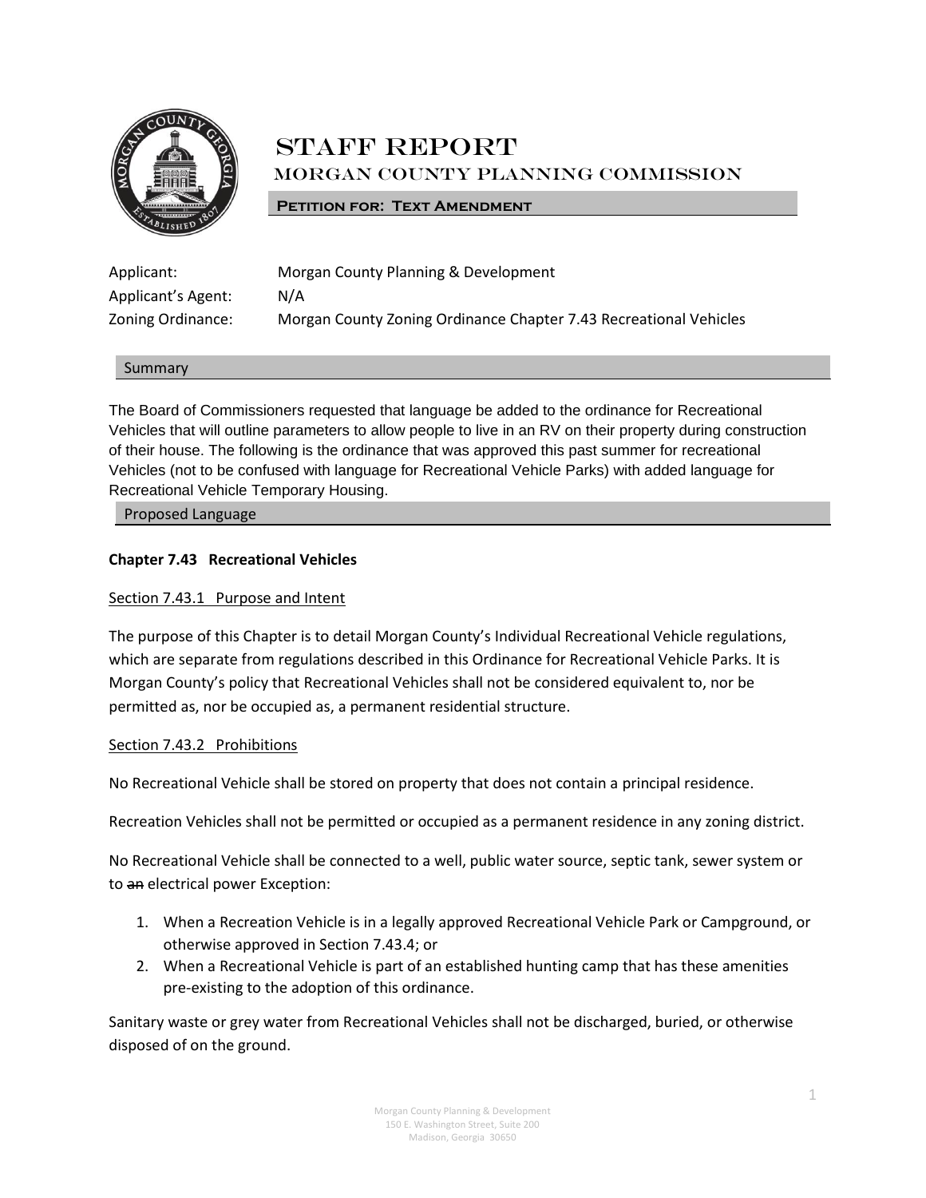# STAFF REPORT

## MORGAN COUNTY PLANNING COMMISSION

**PETITION FOR: TEXT AMENDMENT**

Applicant: Morgan County Planning & Development
Applicant's Agent: N/A
Zoning Ordinance: Morgan County Zoning Ordinance Chapter 7.43 Recreational Vehicles

### Summary

The Board of Commissioners requested that language be added to the ordinance for Recreational Vehicles that will outline parameters to allow people to live in an RV on their property during construction of their house. The following is the ordinance that was approved this past summer for recreational Vehicles (not to be confused with language for Recreational Vehicle Parks) with added language for Recreational Vehicle Temporary Housing.

### Proposed Language

**Chapter 7.43 Recreational Vehicles**

Section 7.43.1 Purpose and Intent

The purpose of this Chapter is to detail Morgan County's Individual Recreational Vehicle regulations, which are separate from regulations described in this Ordinance for Recreational Vehicle Parks. It is Morgan County's policy that Recreational Vehicles shall not be considered equivalent to, nor be permitted as, nor be occupied as, a permanent residential structure.

Section 7.43.2 Prohibitions

No Recreational Vehicle shall be stored on property that does not contain a principal residence.

Recreation Vehicles shall not be permitted or occupied as a permanent residence in any zoning district.

No Recreational Vehicle shall be connected to a well, public water source, septic tank, sewer system or to ~~an~~ electrical power Exception:

1. When a Recreation Vehicle is in a legally approved Recreational Vehicle Park or Campground, or otherwise approved in Section 7.43.4; or
2. When a Recreational Vehicle is part of an established hunting camp that has these amenities pre-existing to the adoption of this ordinance.

Sanitary waste or grey water from Recreational Vehicles shall not be discharged, buried, or otherwise disposed of on the ground.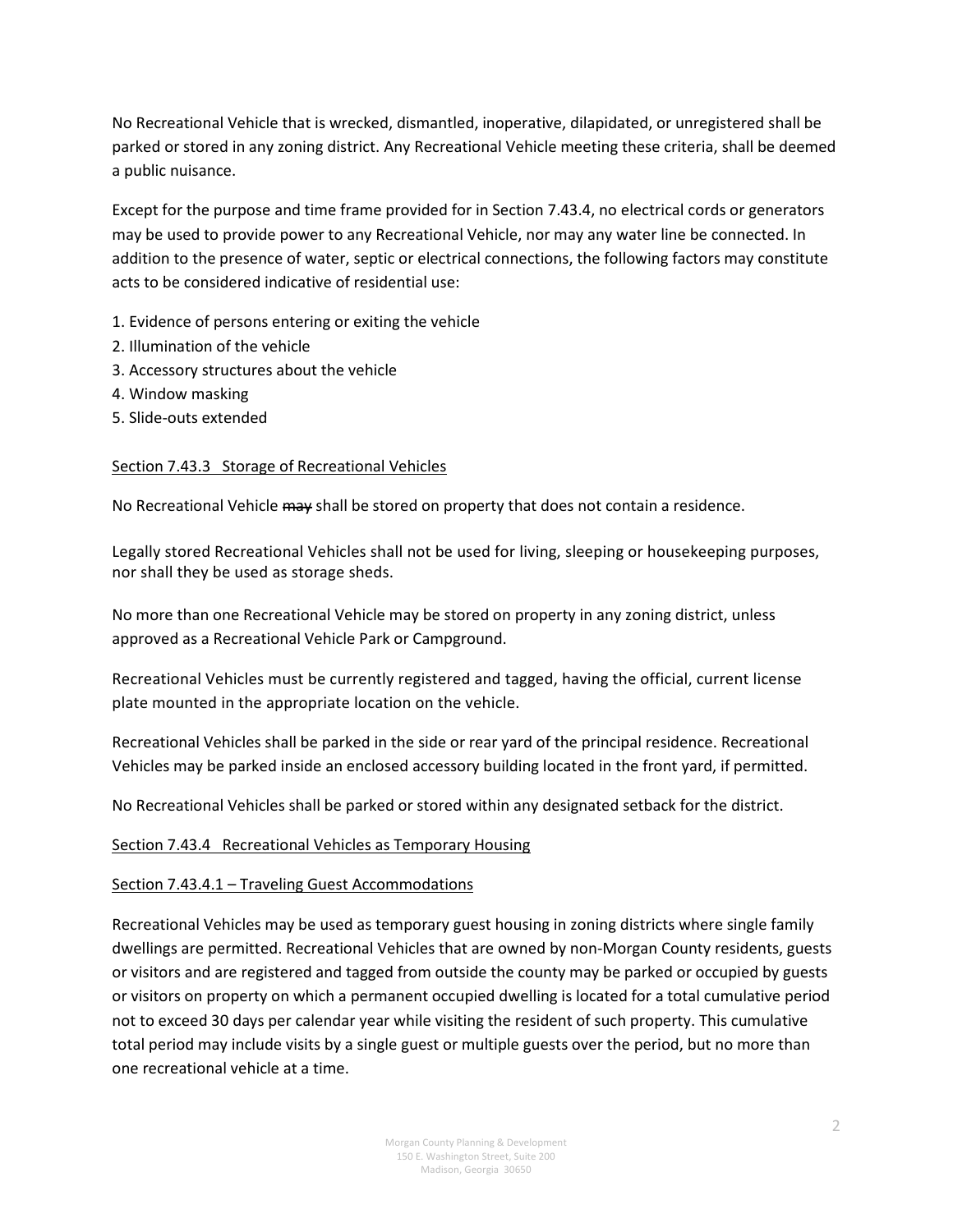No Recreational Vehicle that is wrecked, dismantled, inoperative, dilapidated, or unregistered shall be parked or stored in any zoning district. Any Recreational Vehicle meeting these criteria, shall be deemed a public nuisance.

Except for the purpose and time frame provided for in Section 7.43.4, no electrical cords or generators may be used to provide power to any Recreational Vehicle, nor may any water line be connected. In addition to the presence of water, septic or electrical connections, the following factors may constitute acts to be considered indicative of residential use:

1. Evidence of persons entering or exiting the vehicle
2. Illumination of the vehicle
3. Accessory structures about the vehicle
4. Window masking
5. Slide-outs extended

### Section 7.43.3 Storage of Recreational Vehicles

No Recreational Vehicle ~~may~~ shall be stored on property that does not contain a residence.

Legally stored Recreational Vehicles shall not be used for living, sleeping or housekeeping purposes, nor shall they be used as storage sheds.

No more than one Recreational Vehicle may be stored on property in any zoning district, unless approved as a Recreational Vehicle Park or Campground.

Recreational Vehicles must be currently registered and tagged, having the official, current license plate mounted in the appropriate location on the vehicle.

Recreational Vehicles shall be parked in the side or rear yard of the principal residence. Recreational Vehicles may be parked inside an enclosed accessory building located in the front yard, if permitted.

No Recreational Vehicles shall be parked or stored within any designated setback for the district.

### Section 7.43.4 Recreational Vehicles as Temporary Housing

#### Section 7.43.4.1 – Traveling Guest Accommodations

Recreational Vehicles may be used as temporary guest housing in zoning districts where single family dwellings are permitted. Recreational Vehicles that are owned by non-Morgan County residents, guests or visitors and are registered and tagged from outside the county may be parked or occupied by guests or visitors on property on which a permanent occupied dwelling is located for a total cumulative period not to exceed 30 days per calendar year while visiting the resident of such property. This cumulative total period may include visits by a single guest or multiple guests over the period, but no more than one recreational vehicle at a time.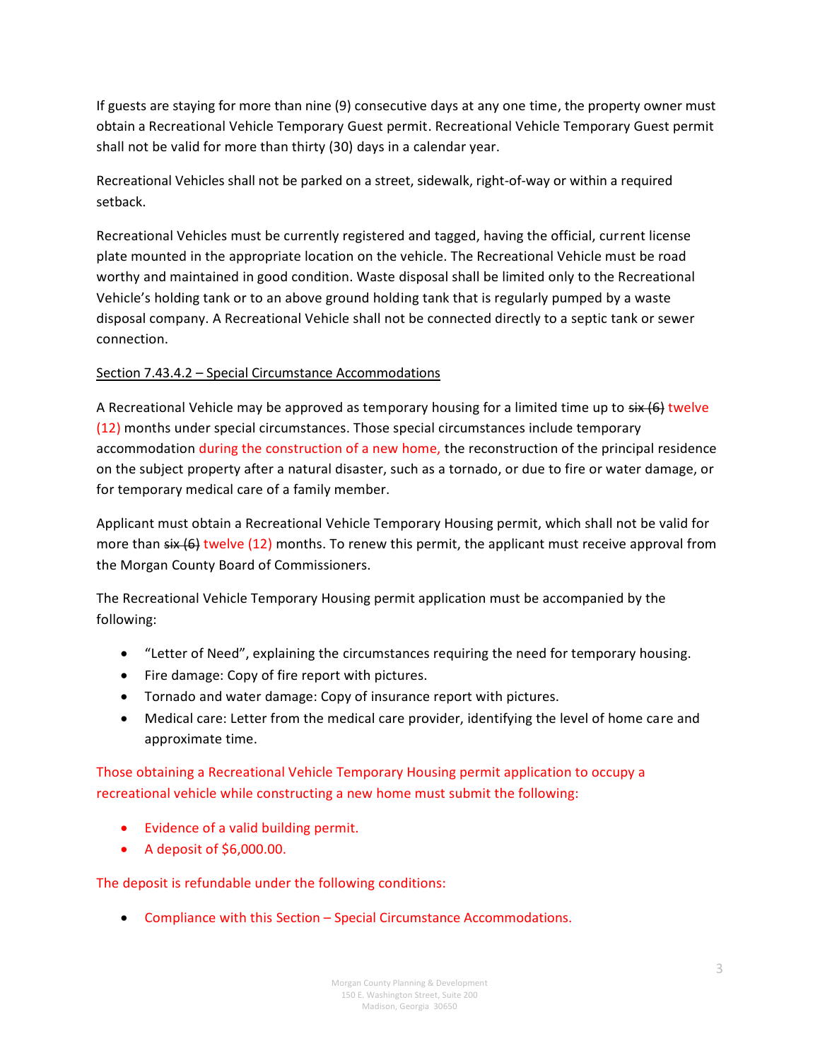If guests are staying for more than nine (9) consecutive days at any one time, the property owner must obtain a Recreational Vehicle Temporary Guest permit. Recreational Vehicle Temporary Guest permit shall not be valid for more than thirty (30) days in a calendar year.

Recreational Vehicles shall not be parked on a street, sidewalk, right-of-way or within a required setback.

Recreational Vehicles must be currently registered and tagged, having the official, current license plate mounted in the appropriate location on the vehicle. The Recreational Vehicle must be road worthy and maintained in good condition. Waste disposal shall be limited only to the Recreational Vehicle's holding tank or to an above ground holding tank that is regularly pumped by a waste disposal company. A Recreational Vehicle shall not be connected directly to a septic tank or sewer connection.

Section 7.43.4.2 – Special Circumstance Accommodations

A Recreational Vehicle may be approved as temporary housing for a limited time up to ~~six (6)~~ twelve (12) months under special circumstances. Those special circumstances include temporary accommodation during the construction of a new home, the reconstruction of the principal residence on the subject property after a natural disaster, such as a tornado, or due to fire or water damage, or for temporary medical care of a family member.

Applicant must obtain a Recreational Vehicle Temporary Housing permit, which shall not be valid for more than ~~six (6)~~ twelve (12) months. To renew this permit, the applicant must receive approval from the Morgan County Board of Commissioners.

The Recreational Vehicle Temporary Housing permit application must be accompanied by the following:

- "Letter of Need", explaining the circumstances requiring the need for temporary housing.
- Fire damage: Copy of fire report with pictures.
- Tornado and water damage: Copy of insurance report with pictures.
- Medical care: Letter from the medical care provider, identifying the level of home care and approximate time.

Those obtaining a Recreational Vehicle Temporary Housing permit application to occupy a recreational vehicle while constructing a new home must submit the following:

- Evidence of a valid building permit.
- A deposit of $6,000.00.

The deposit is refundable under the following conditions:

- Compliance with this Section – Special Circumstance Accommodations.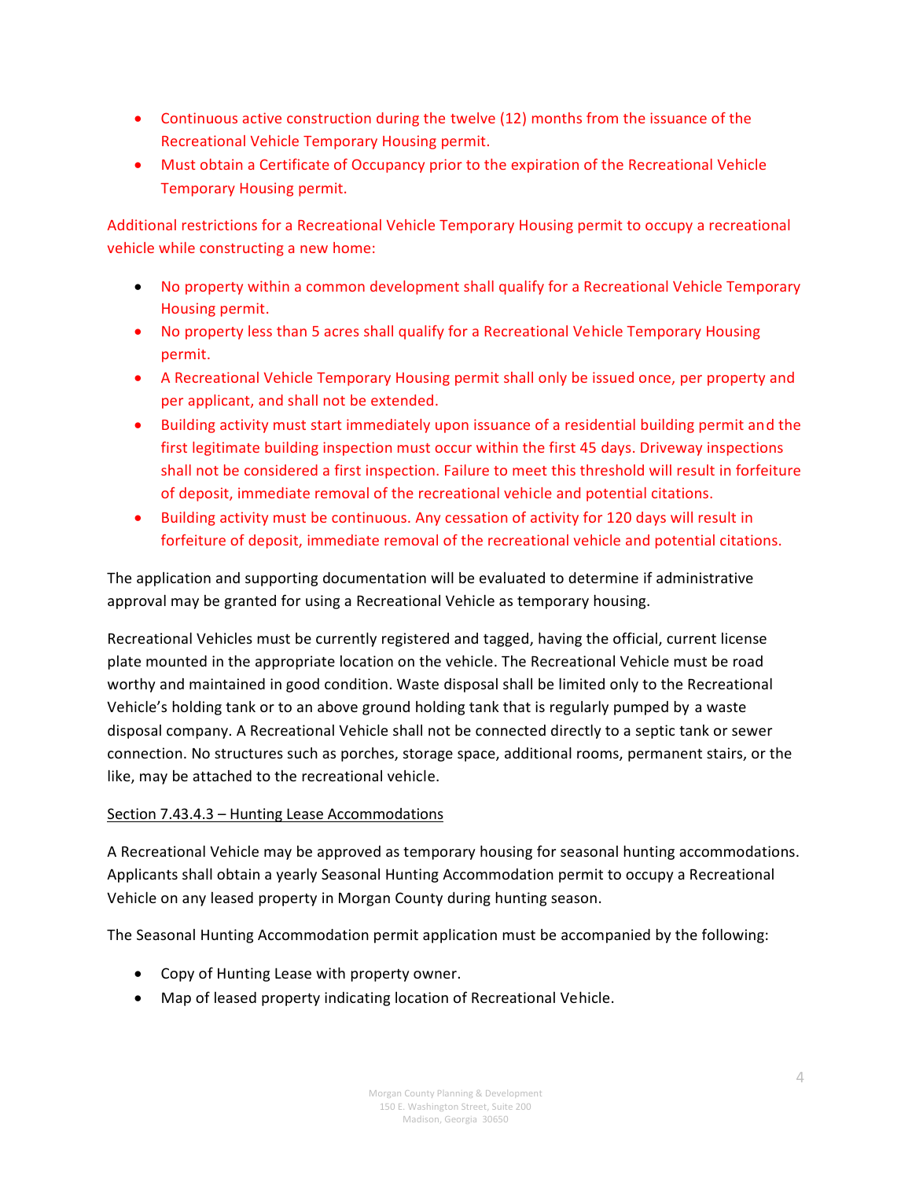- Continuous active construction during the twelve (12) months from the issuance of the Recreational Vehicle Temporary Housing permit.
- Must obtain a Certificate of Occupancy prior to the expiration of the Recreational Vehicle Temporary Housing permit.

Additional restrictions for a Recreational Vehicle Temporary Housing permit to occupy a recreational vehicle while constructing a new home:

- No property within a common development shall qualify for a Recreational Vehicle Temporary Housing permit.
- No property less than 5 acres shall qualify for a Recreational Vehicle Temporary Housing permit.
- A Recreational Vehicle Temporary Housing permit shall only be issued once, per property and per applicant, and shall not be extended.
- Building activity must start immediately upon issuance of a residential building permit and the first legitimate building inspection must occur within the first 45 days. Driveway inspections shall not be considered a first inspection. Failure to meet this threshold will result in forfeiture of deposit, immediate removal of the recreational vehicle and potential citations.
- Building activity must be continuous. Any cessation of activity for 120 days will result in forfeiture of deposit, immediate removal of the recreational vehicle and potential citations.

The application and supporting documentation will be evaluated to determine if administrative approval may be granted for using a Recreational Vehicle as temporary housing.

Recreational Vehicles must be currently registered and tagged, having the official, current license plate mounted in the appropriate location on the vehicle. The Recreational Vehicle must be road worthy and maintained in good condition. Waste disposal shall be limited only to the Recreational Vehicle's holding tank or to an above ground holding tank that is regularly pumped by a waste disposal company. A Recreational Vehicle shall not be connected directly to a septic tank or sewer connection. No structures such as porches, storage space, additional rooms, permanent stairs, or the like, may be attached to the recreational vehicle.

<u>Section 7.43.4.3 – Hunting Lease Accommodations</u>

A Recreational Vehicle may be approved as temporary housing for seasonal hunting accommodations. Applicants shall obtain a yearly Seasonal Hunting Accommodation permit to occupy a Recreational Vehicle on any leased property in Morgan County during hunting season.

The Seasonal Hunting Accommodation permit application must be accompanied by the following:

- Copy of Hunting Lease with property owner.
- Map of leased property indicating location of Recreational Vehicle.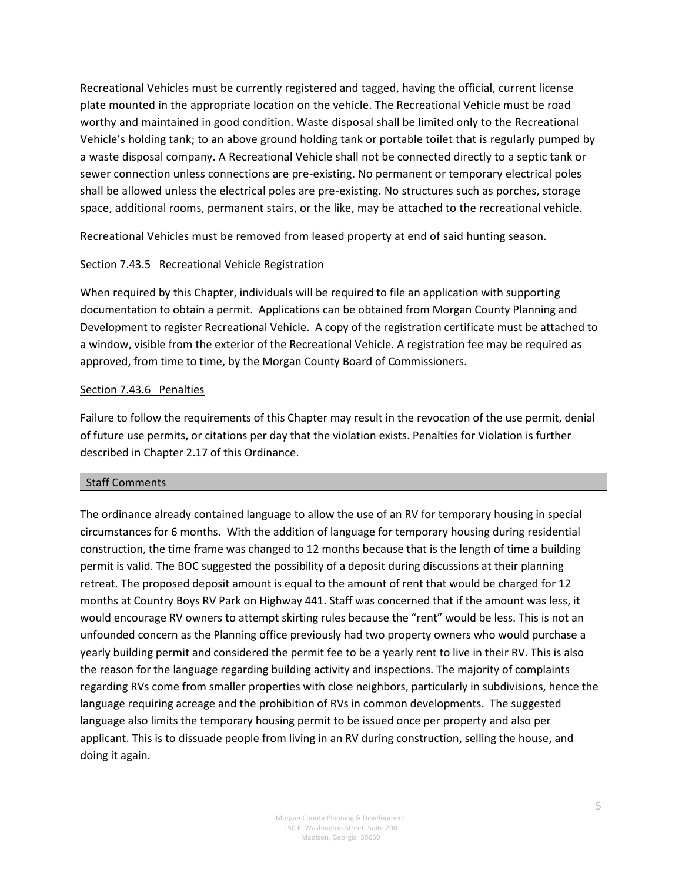Recreational Vehicles must be currently registered and tagged, having the official, current license plate mounted in the appropriate location on the vehicle. The Recreational Vehicle must be road worthy and maintained in good condition. Waste disposal shall be limited only to the Recreational Vehicle's holding tank; to an above ground holding tank or portable toilet that is regularly pumped by a waste disposal company. A Recreational Vehicle shall not be connected directly to a septic tank or sewer connection unless connections are pre-existing. No permanent or temporary electrical poles shall be allowed unless the electrical poles are pre-existing. No structures such as porches, storage space, additional rooms, permanent stairs, or the like, may be attached to the recreational vehicle.

Recreational Vehicles must be removed from leased property at end of said hunting season.

Section 7.43.5 Recreational Vehicle Registration

When required by this Chapter, individuals will be required to file an application with supporting documentation to obtain a permit. Applications can be obtained from Morgan County Planning and Development to register Recreational Vehicle. A copy of the registration certificate must be attached to a window, visible from the exterior of the Recreational Vehicle. A registration fee may be required as approved, from time to time, by the Morgan County Board of Commissioners.

Section 7.43.6 Penalties

Failure to follow the requirements of this Chapter may result in the revocation of the use permit, denial of future use permits, or citations per day that the violation exists. Penalties for Violation is further described in Chapter 2.17 of this Ordinance.

## Staff Comments

The ordinance already contained language to allow the use of an RV for temporary housing in special circumstances for 6 months. With the addition of language for temporary housing during residential construction, the time frame was changed to 12 months because that is the length of time a building permit is valid. The BOC suggested the possibility of a deposit during discussions at their planning retreat. The proposed deposit amount is equal to the amount of rent that would be charged for 12 months at Country Boys RV Park on Highway 441. Staff was concerned that if the amount was less, it would encourage RV owners to attempt skirting rules because the "rent" would be less. This is not an unfounded concern as the Planning office previously had two property owners who would purchase a yearly building permit and considered the permit fee to be a yearly rent to live in their RV. This is also the reason for the language regarding building activity and inspections. The majority of complaints regarding RVs come from smaller properties with close neighbors, particularly in subdivisions, hence the language requiring acreage and the prohibition of RVs in common developments. The suggested language also limits the temporary housing permit to be issued once per property and also per applicant. This is to dissuade people from living in an RV during construction, selling the house, and doing it again.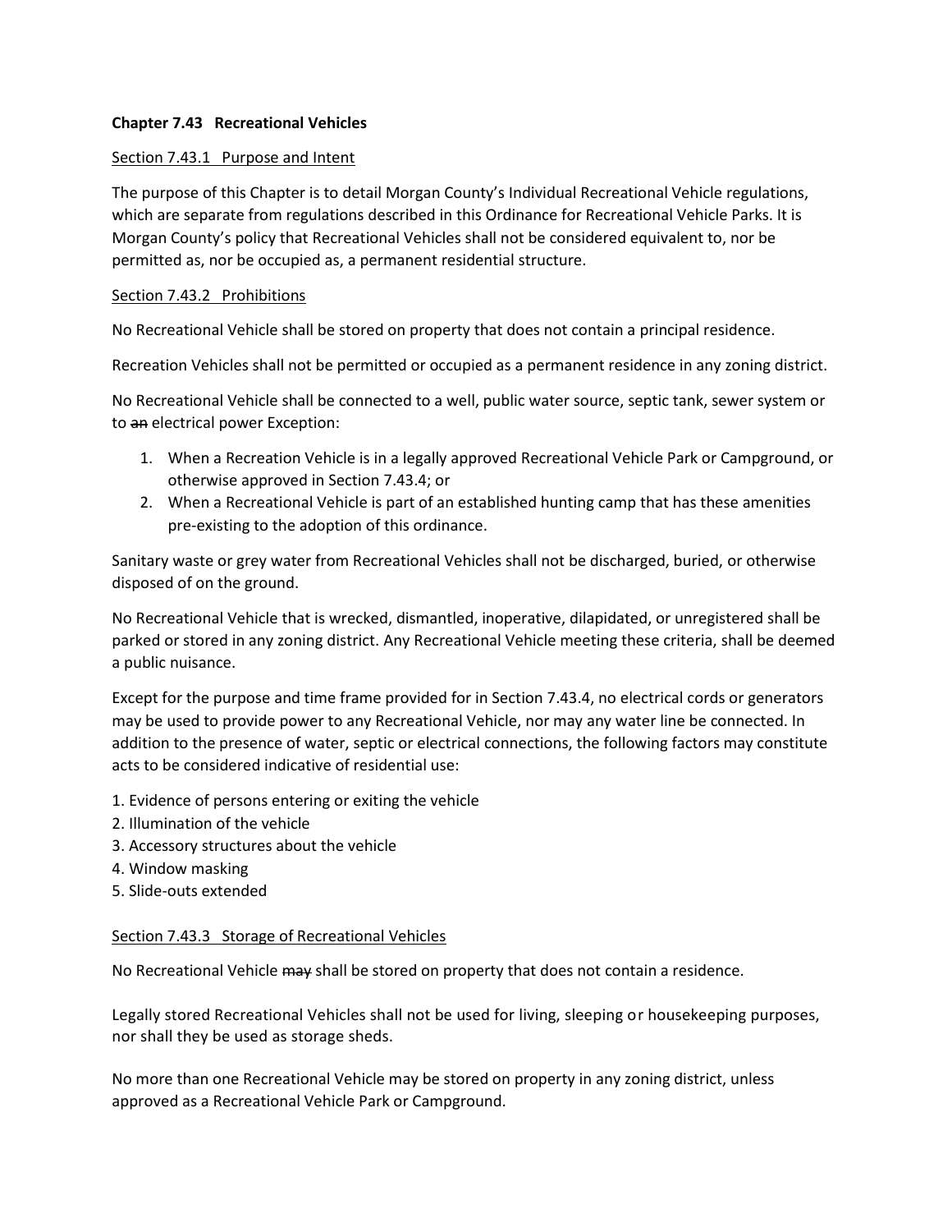**Chapter 7.43 Recreational Vehicles**

Section 7.43.1 Purpose and Intent

The purpose of this Chapter is to detail Morgan County's Individual Recreational Vehicle regulations, which are separate from regulations described in this Ordinance for Recreational Vehicle Parks. It is Morgan County's policy that Recreational Vehicles shall not be considered equivalent to, nor be permitted as, nor be occupied as, a permanent residential structure.

Section 7.43.2 Prohibitions

No Recreational Vehicle shall be stored on property that does not contain a principal residence.

Recreation Vehicles shall not be permitted or occupied as a permanent residence in any zoning district.

No Recreational Vehicle shall be connected to a well, public water source, septic tank, sewer system or to ~~an~~ electrical power Exception:

1. When a Recreation Vehicle is in a legally approved Recreational Vehicle Park or Campground, or otherwise approved in Section 7.43.4; or
2. When a Recreational Vehicle is part of an established hunting camp that has these amenities pre-existing to the adoption of this ordinance.

Sanitary waste or grey water from Recreational Vehicles shall not be discharged, buried, or otherwise disposed of on the ground.

No Recreational Vehicle that is wrecked, dismantled, inoperative, dilapidated, or unregistered shall be parked or stored in any zoning district. Any Recreational Vehicle meeting these criteria, shall be deemed a public nuisance.

Except for the purpose and time frame provided for in Section 7.43.4, no electrical cords or generators may be used to provide power to any Recreational Vehicle, nor may any water line be connected. In addition to the presence of water, septic or electrical connections, the following factors may constitute acts to be considered indicative of residential use:

1. Evidence of persons entering or exiting the vehicle
2. Illumination of the vehicle
3. Accessory structures about the vehicle
4. Window masking
5. Slide-outs extended

Section 7.43.3 Storage of Recreational Vehicles

No Recreational Vehicle ~~may~~ shall be stored on property that does not contain a residence.

Legally stored Recreational Vehicles shall not be used for living, sleeping or housekeeping purposes, nor shall they be used as storage sheds.

No more than one Recreational Vehicle may be stored on property in any zoning district, unless approved as a Recreational Vehicle Park or Campground.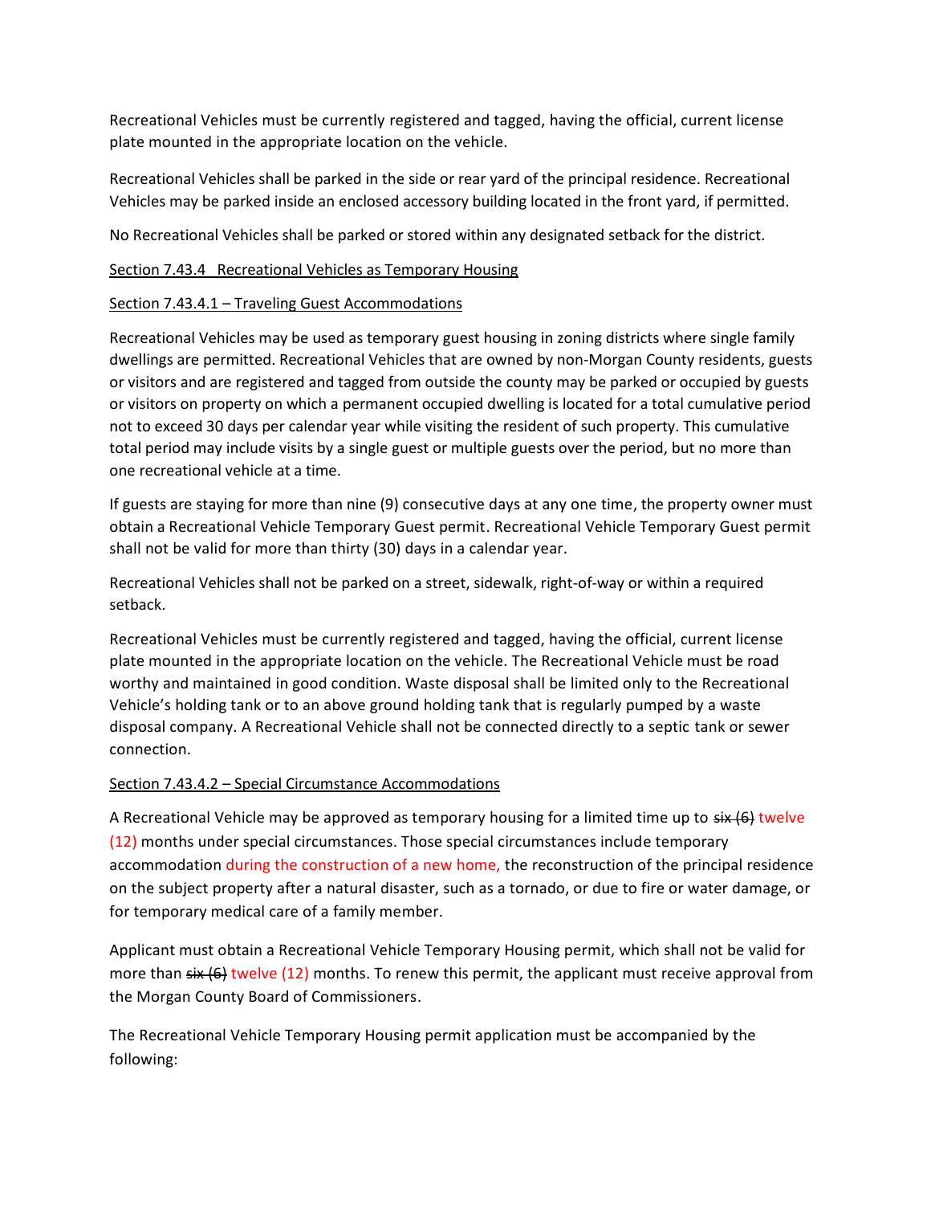Recreational Vehicles must be currently registered and tagged, having the official, current license plate mounted in the appropriate location on the vehicle.

Recreational Vehicles shall be parked in the side or rear yard of the principal residence. Recreational Vehicles may be parked inside an enclosed accessory building located in the front yard, if permitted.

No Recreational Vehicles shall be parked or stored within any designated setback for the district.

<u>Section 7.43.4 Recreational Vehicles as Temporary Housing</u>

<u>Section 7.43.4.1 – Traveling Guest Accommodations</u>

Recreational Vehicles may be used as temporary guest housing in zoning districts where single family dwellings are permitted. Recreational Vehicles that are owned by non-Morgan County residents, guests or visitors and are registered and tagged from outside the county may be parked or occupied by guests or visitors on property on which a permanent occupied dwelling is located for a total cumulative period not to exceed 30 days per calendar year while visiting the resident of such property. This cumulative total period may include visits by a single guest or multiple guests over the period, but no more than one recreational vehicle at a time.

If guests are staying for more than nine (9) consecutive days at any one time, the property owner must obtain a Recreational Vehicle Temporary Guest permit. Recreational Vehicle Temporary Guest permit shall not be valid for more than thirty (30) days in a calendar year.

Recreational Vehicles shall not be parked on a street, sidewalk, right-of-way or within a required setback.

Recreational Vehicles must be currently registered and tagged, having the official, current license plate mounted in the appropriate location on the vehicle. The Recreational Vehicle must be road worthy and maintained in good condition. Waste disposal shall be limited only to the Recreational Vehicle's holding tank or to an above ground holding tank that is regularly pumped by a waste disposal company. A Recreational Vehicle shall not be connected directly to a septic tank or sewer connection.

<u>Section 7.43.4.2 – Special Circumstance Accommodations</u>

A Recreational Vehicle may be approved as temporary housing for a limited time up to ~~six (6)~~ twelve (12) months under special circumstances. Those special circumstances include temporary accommodation during the construction of a new home, the reconstruction of the principal residence on the subject property after a natural disaster, such as a tornado, or due to fire or water damage, or for temporary medical care of a family member.

Applicant must obtain a Recreational Vehicle Temporary Housing permit, which shall not be valid for more than ~~six (6)~~ twelve (12) months. To renew this permit, the applicant must receive approval from the Morgan County Board of Commissioners.

The Recreational Vehicle Temporary Housing permit application must be accompanied by the following: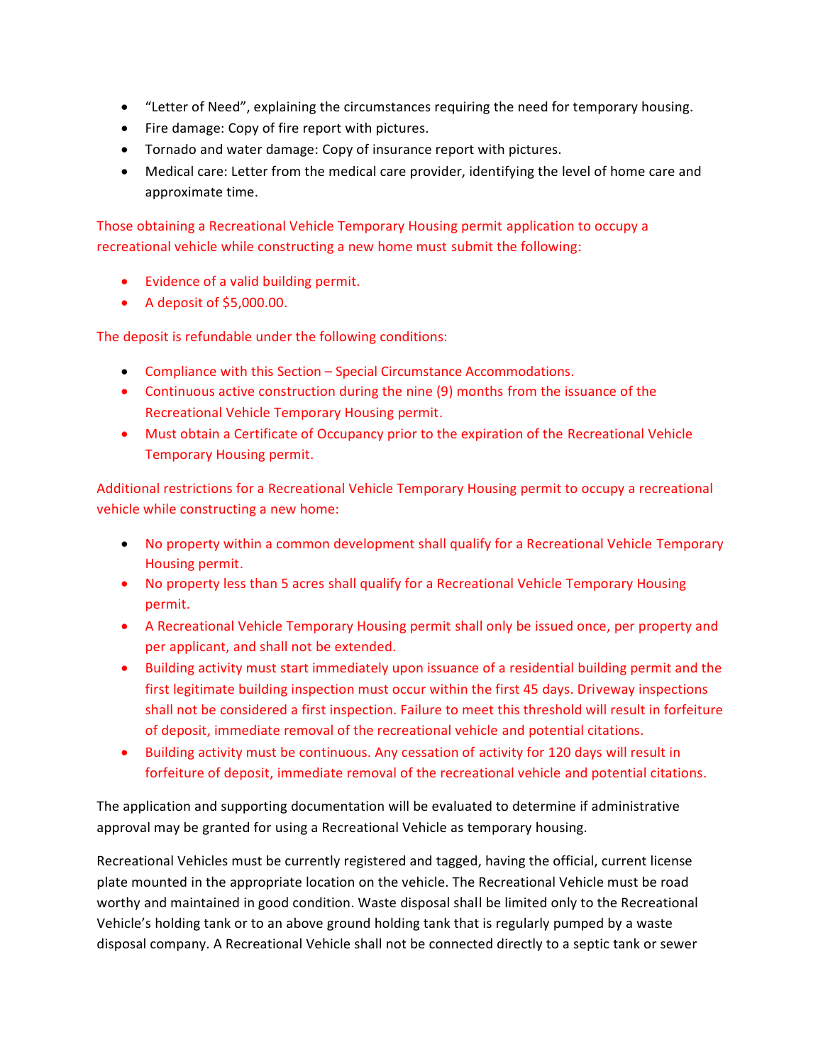- "Letter of Need", explaining the circumstances requiring the need for temporary housing.
- Fire damage: Copy of fire report with pictures.
- Tornado and water damage: Copy of insurance report with pictures.
- Medical care: Letter from the medical care provider, identifying the level of home care and approximate time.

Those obtaining a Recreational Vehicle Temporary Housing permit application to occupy a recreational vehicle while constructing a new home must submit the following:

- Evidence of a valid building permit.
- A deposit of $5,000.00.

The deposit is refundable under the following conditions:

- Compliance with this Section – Special Circumstance Accommodations.
- Continuous active construction during the nine (9) months from the issuance of the Recreational Vehicle Temporary Housing permit.
- Must obtain a Certificate of Occupancy prior to the expiration of the Recreational Vehicle Temporary Housing permit.

Additional restrictions for a Recreational Vehicle Temporary Housing permit to occupy a recreational vehicle while constructing a new home:

- No property within a common development shall qualify for a Recreational Vehicle Temporary Housing permit.
- No property less than 5 acres shall qualify for a Recreational Vehicle Temporary Housing permit.
- A Recreational Vehicle Temporary Housing permit shall only be issued once, per property and per applicant, and shall not be extended.
- Building activity must start immediately upon issuance of a residential building permit and the first legitimate building inspection must occur within the first 45 days. Driveway inspections shall not be considered a first inspection. Failure to meet this threshold will result in forfeiture of deposit, immediate removal of the recreational vehicle and potential citations.
- Building activity must be continuous. Any cessation of activity for 120 days will result in forfeiture of deposit, immediate removal of the recreational vehicle and potential citations.

The application and supporting documentation will be evaluated to determine if administrative approval may be granted for using a Recreational Vehicle as temporary housing.

Recreational Vehicles must be currently registered and tagged, having the official, current license plate mounted in the appropriate location on the vehicle. The Recreational Vehicle must be road worthy and maintained in good condition. Waste disposal shall be limited only to the Recreational Vehicle's holding tank or to an above ground holding tank that is regularly pumped by a waste disposal company. A Recreational Vehicle shall not be connected directly to a septic tank or sewer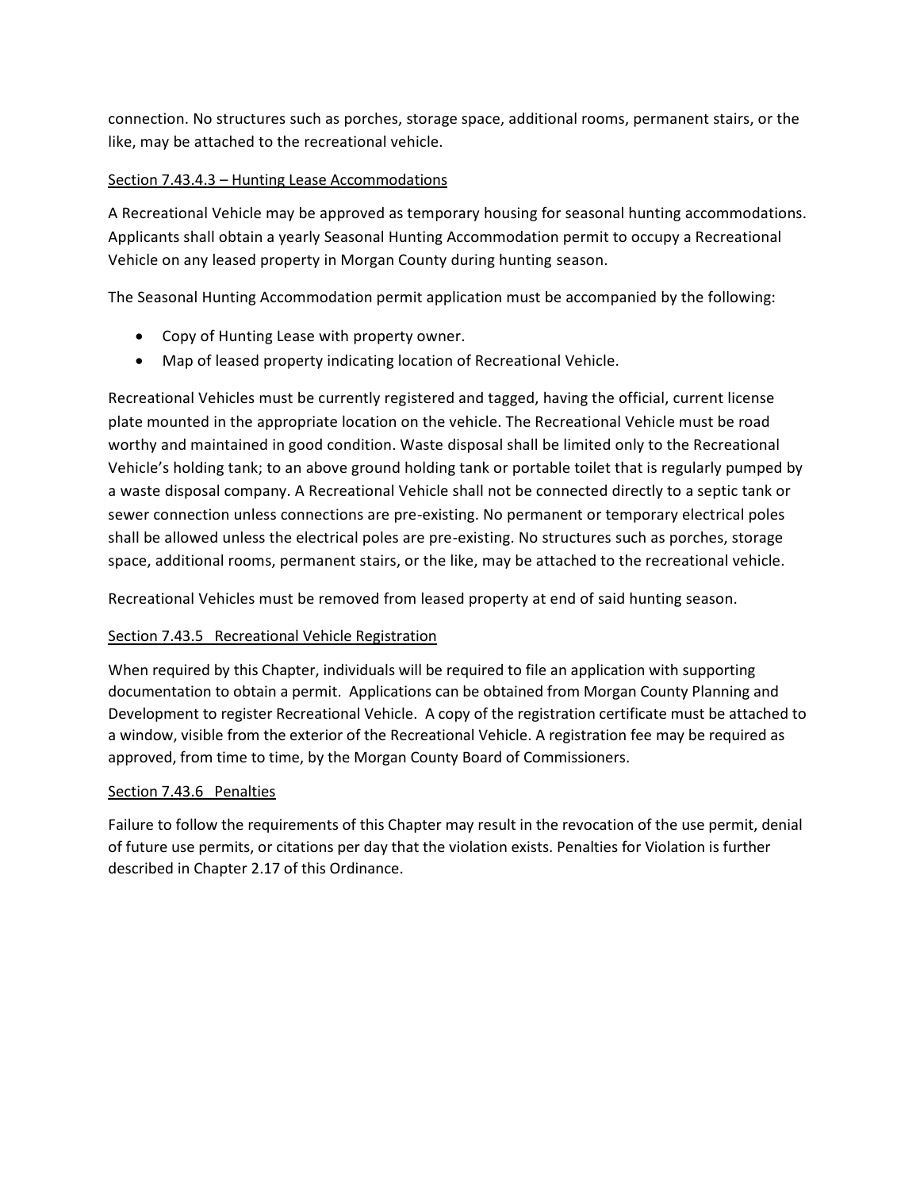connection. No structures such as porches, storage space, additional rooms, permanent stairs, or the like, may be attached to the recreational vehicle.

### Section 7.43.4.3 – Hunting Lease Accommodations

A Recreational Vehicle may be approved as temporary housing for seasonal hunting accommodations. Applicants shall obtain a yearly Seasonal Hunting Accommodation permit to occupy a Recreational Vehicle on any leased property in Morgan County during hunting season.

The Seasonal Hunting Accommodation permit application must be accompanied by the following:

- Copy of Hunting Lease with property owner.
- Map of leased property indicating location of Recreational Vehicle.

Recreational Vehicles must be currently registered and tagged, having the official, current license plate mounted in the appropriate location on the vehicle. The Recreational Vehicle must be road worthy and maintained in good condition. Waste disposal shall be limited only to the Recreational Vehicle's holding tank; to an above ground holding tank or portable toilet that is regularly pumped by a waste disposal company. A Recreational Vehicle shall not be connected directly to a septic tank or sewer connection unless connections are pre-existing. No permanent or temporary electrical poles shall be allowed unless the electrical poles are pre-existing. No structures such as porches, storage space, additional rooms, permanent stairs, or the like, may be attached to the recreational vehicle.

Recreational Vehicles must be removed from leased property at end of said hunting season.

### Section 7.43.5 Recreational Vehicle Registration

When required by this Chapter, individuals will be required to file an application with supporting documentation to obtain a permit. Applications can be obtained from Morgan County Planning and Development to register Recreational Vehicle. A copy of the registration certificate must be attached to a window, visible from the exterior of the Recreational Vehicle. A registration fee may be required as approved, from time to time, by the Morgan County Board of Commissioners.

### Section 7.43.6 Penalties

Failure to follow the requirements of this Chapter may result in the revocation of the use permit, denial of future use permits, or citations per day that the violation exists. Penalties for Violation is further described in Chapter 2.17 of this Ordinance.